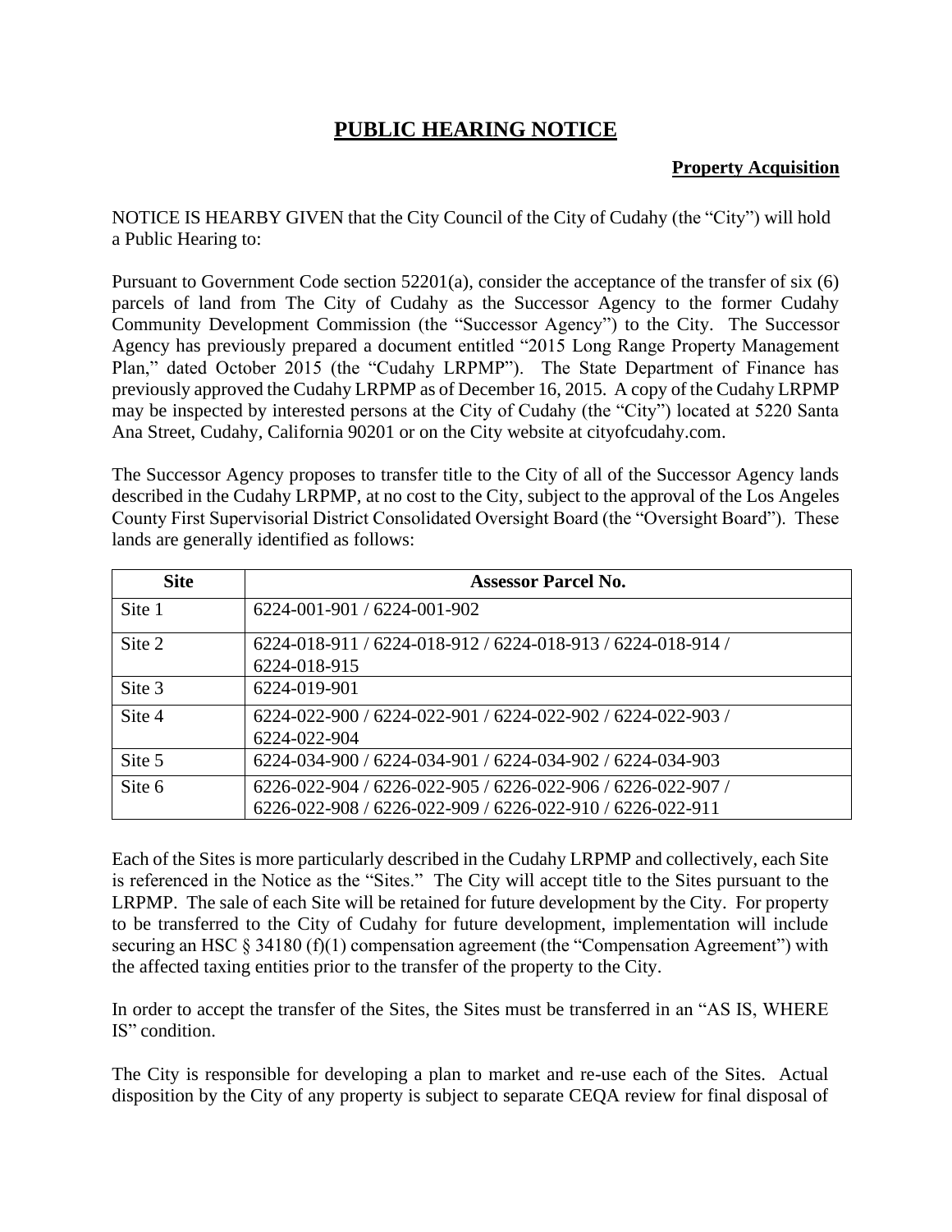# PUBLIC HEARING NOTICE

**Property Acquisition**

NOTICE IS HEARBY GIVEN that the City Council of the City of Cudahy (the "City") will hold a Public Hearing to:

Pursuant to Government Code section 52201(a), consider the acceptance of the transfer of six (6) parcels of land from The City of Cudahy as the Successor Agency to the former Cudahy Community Development Commission (the "Successor Agency") to the City. The Successor Agency has previously prepared a document entitled "2015 Long Range Property Management Plan," dated October 2015 (the "Cudahy LRPMP"). The State Department of Finance has previously approved the Cudahy LRPMP as of December 16, 2015. A copy of the Cudahy LRPMP may be inspected by interested persons at the City of Cudahy (the "City") located at 5220 Santa Ana Street, Cudahy, California 90201 or on the City website at cityofcudahy.com.

The Successor Agency proposes to transfer title to the City of all of the Successor Agency lands described in the Cudahy LRPMP, at no cost to the City, subject to the approval of the Los Angeles County First Supervisorial District Consolidated Oversight Board (the "Oversight Board"). These lands are generally identified as follows:

| Site | Assessor Parcel No. |
|---|---|
| Site 1 | 6224-001-901 / 6224-001-902 |
| Site 2 | 6224-018-911 / 6224-018-912 / 6224-018-913 / 6224-018-914 / 6224-018-915 |
| Site 3 | 6224-019-901 |
| Site 4 | 6224-022-900 / 6224-022-901 / 6224-022-902 / 6224-022-903 / 6224-022-904 |
| Site 5 | 6224-034-900 / 6224-034-901 / 6224-034-902 / 6224-034-903 |
| Site 6 | 6226-022-904 / 6226-022-905 / 6226-022-906 / 6226-022-907 / 6226-022-908 / 6226-022-909 / 6226-022-910 / 6226-022-911 |

Each of the Sites is more particularly described in the Cudahy LRPMP and collectively, each Site is referenced in the Notice as the "Sites." The City will accept title to the Sites pursuant to the LRPMP. The sale of each Site will be retained for future development by the City. For property to be transferred to the City of Cudahy for future development, implementation will include securing an HSC § 34180 (f)(1) compensation agreement (the "Compensation Agreement") with the affected taxing entities prior to the transfer of the property to the City.

In order to accept the transfer of the Sites, the Sites must be transferred in an "AS IS, WHERE IS" condition.

The City is responsible for developing a plan to market and re-use each of the Sites. Actual disposition by the City of any property is subject to separate CEQA review for final disposal of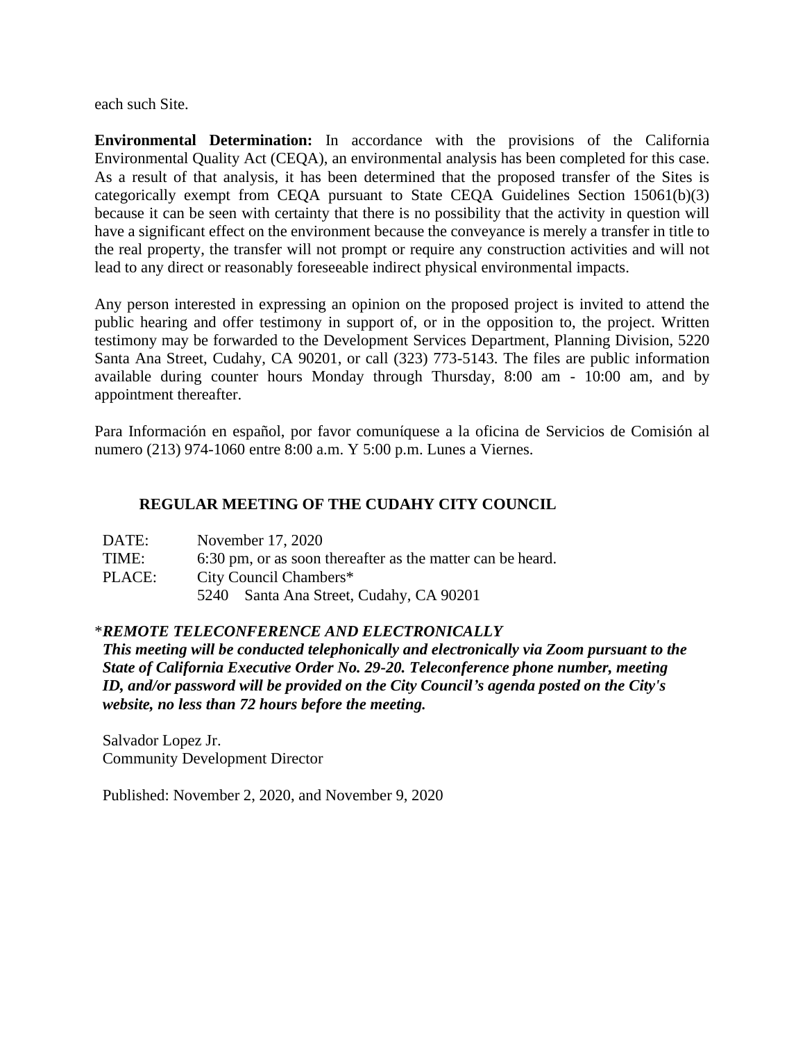each such Site.

**Environmental Determination:** In accordance with the provisions of the California Environmental Quality Act (CEQA), an environmental analysis has been completed for this case. As a result of that analysis, it has been determined that the proposed transfer of the Sites is categorically exempt from CEQA pursuant to State CEQA Guidelines Section 15061(b)(3) because it can be seen with certainty that there is no possibility that the activity in question will have a significant effect on the environment because the conveyance is merely a transfer in title to the real property, the transfer will not prompt or require any construction activities and will not lead to any direct or reasonably foreseeable indirect physical environmental impacts.

Any person interested in expressing an opinion on the proposed project is invited to attend the public hearing and offer testimony in support of, or in the opposition to, the project. Written testimony may be forwarded to the Development Services Department, Planning Division, 5220 Santa Ana Street, Cudahy, CA 90201, or call (323) 773-5143. The files are public information available during counter hours Monday through Thursday, 8:00 am - 10:00 am, and by appointment thereafter.

Para Información en español, por favor comuníquese a la oficina de Servicios de Comisión al numero (213) 974-1060 entre 8:00 a.m. Y 5:00 p.m. Lunes a Viernes.

**REGULAR MEETING OF THE CUDAHY CITY COUNCIL**

| | |
|---|---|
| DATE: | November 17, 2020 |
| TIME: | 6:30 pm, or as soon thereafter as the matter can be heard. |
| PLACE: | City Council Chambers* |
| | 5240 Santa Ana Street, Cudahy, CA 90201 |

\****REMOTE TELECONFERENCE AND ELECTRONICALLY***
***This meeting will be conducted telephonically and electronically via Zoom pursuant to the State of California Executive Order No. 29-20. Teleconference phone number, meeting ID, and/or password will be provided on the City Council's agenda posted on the City's website, no less than 72 hours before the meeting.***

Salvador Lopez Jr.
Community Development Director

Published: November 2, 2020, and November 9, 2020